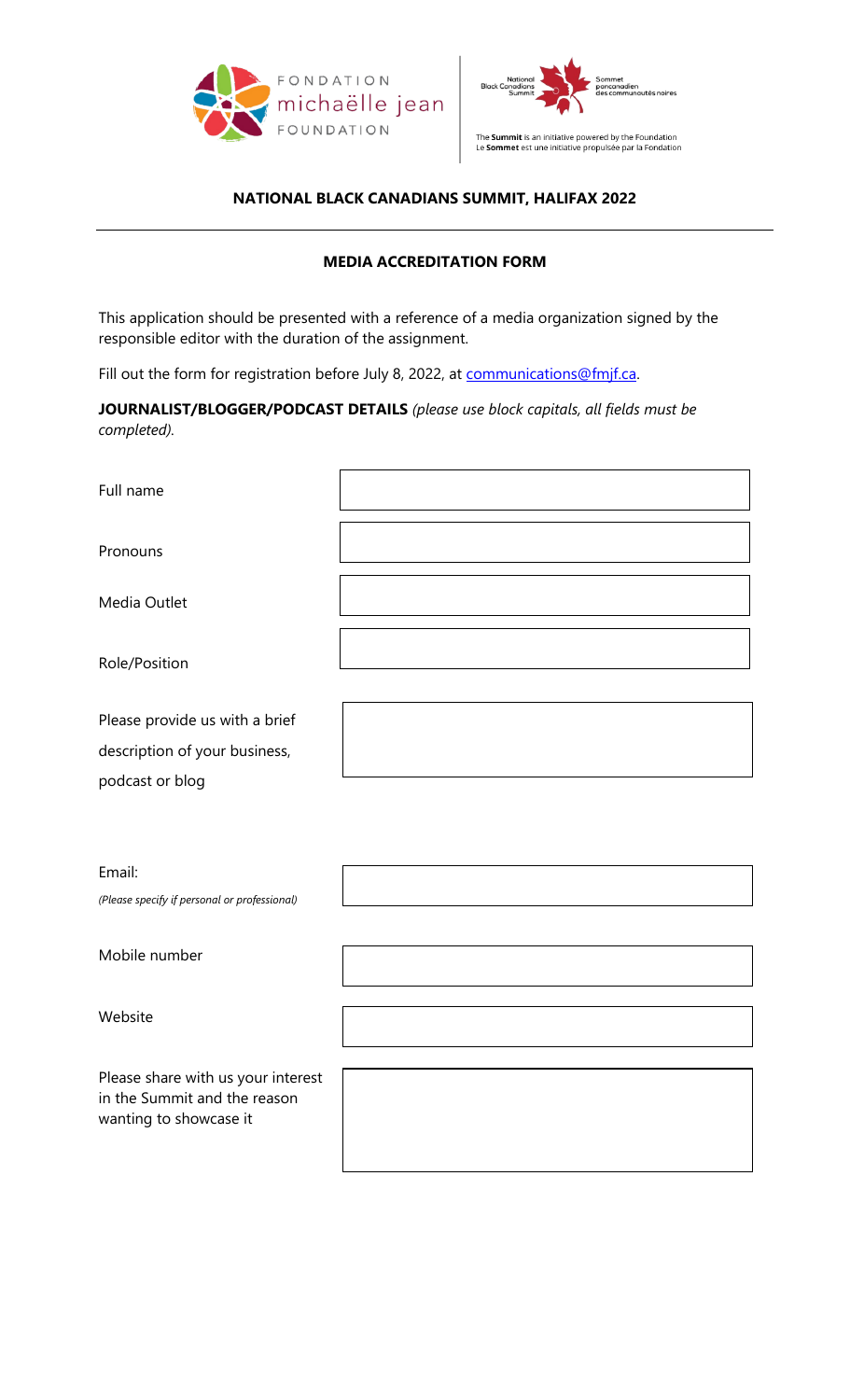FONDATION michaëlle jean FOUNDATION

National Black Canadians Summit | Sommet pancanadien des communautés noires

The **Summit** is an initiative powered by the Foundation
Le **Sommet** est une initiative propulsée par la Fondation

## NATIONAL BLACK CANADIANS SUMMIT, HALIFAX 2022

---

### MEDIA ACCREDITATION FORM

This application should be presented with a reference of a media organization signed by the responsible editor with the duration of the assignment.

Fill out the form for registration before July 8, 2022, at communications@fmjf.ca.

**JOURNALIST/BLOGGER/PODCAST DETAILS** *(please use block capitals, all fields must be completed).*

| | |
|---|---|
| Full name | |
| Pronouns | |
| Media Outlet | |
| Role/Position | |
| Please provide us with a brief description of your business, podcast or blog | |
| Email: *(Please specify if personal or professional)* | |
| Mobile number | |
| Website | |
| Please share with us your interest in the Summit and the reason wanting to showcase it | |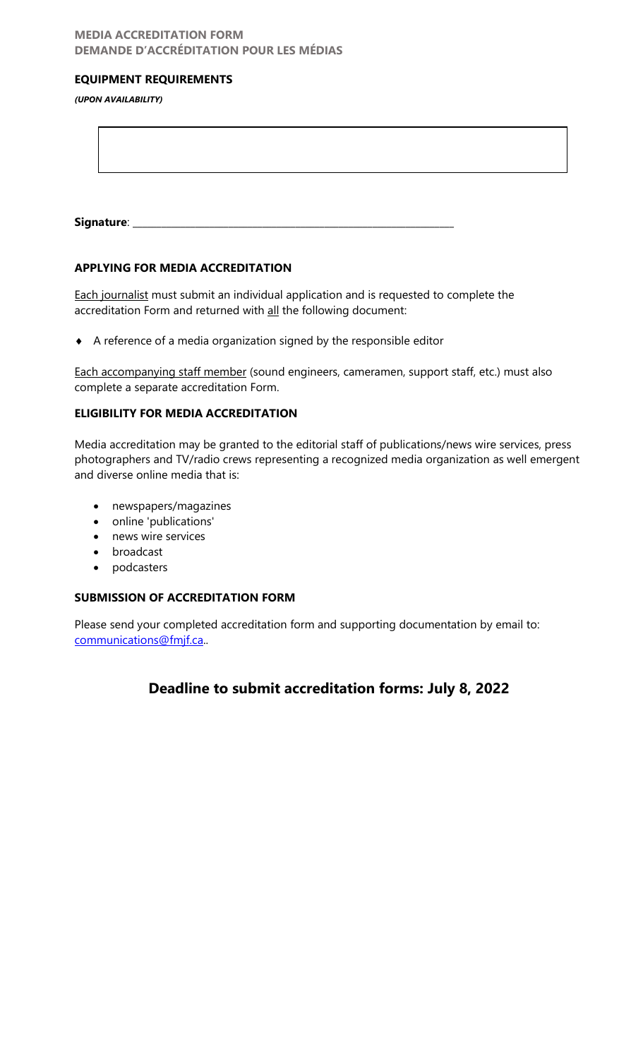**MEDIA ACCREDITATION FORM**
**DEMANDE D'ACCRÉDITATION POUR LES MÉDIAS**

**EQUIPMENT REQUIREMENTS**

***(UPON AVAILABILITY)***

**Signature**: ___________________________________________________

**APPLYING FOR MEDIA ACCREDITATION**

Each journalist must submit an individual application and is requested to complete the accreditation Form and returned with all the following document:

- A reference of a media organization signed by the responsible editor

Each accompanying staff member (sound engineers, cameramen, support staff, etc.) must also complete a separate accreditation Form.

**ELIGIBILITY FOR MEDIA ACCREDITATION**

Media accreditation may be granted to the editorial staff of publications/news wire services, press photographers and TV/radio crews representing a recognized media organization as well emergent and diverse online media that is:

- newspapers/magazines
- online 'publications'
- news wire services
- broadcast
- podcasters

**SUBMISSION OF ACCREDITATION FORM**

Please send your completed accreditation form and supporting documentation by email to: communications@fmjf.ca..

## Deadline to submit accreditation forms: July 8, 2022